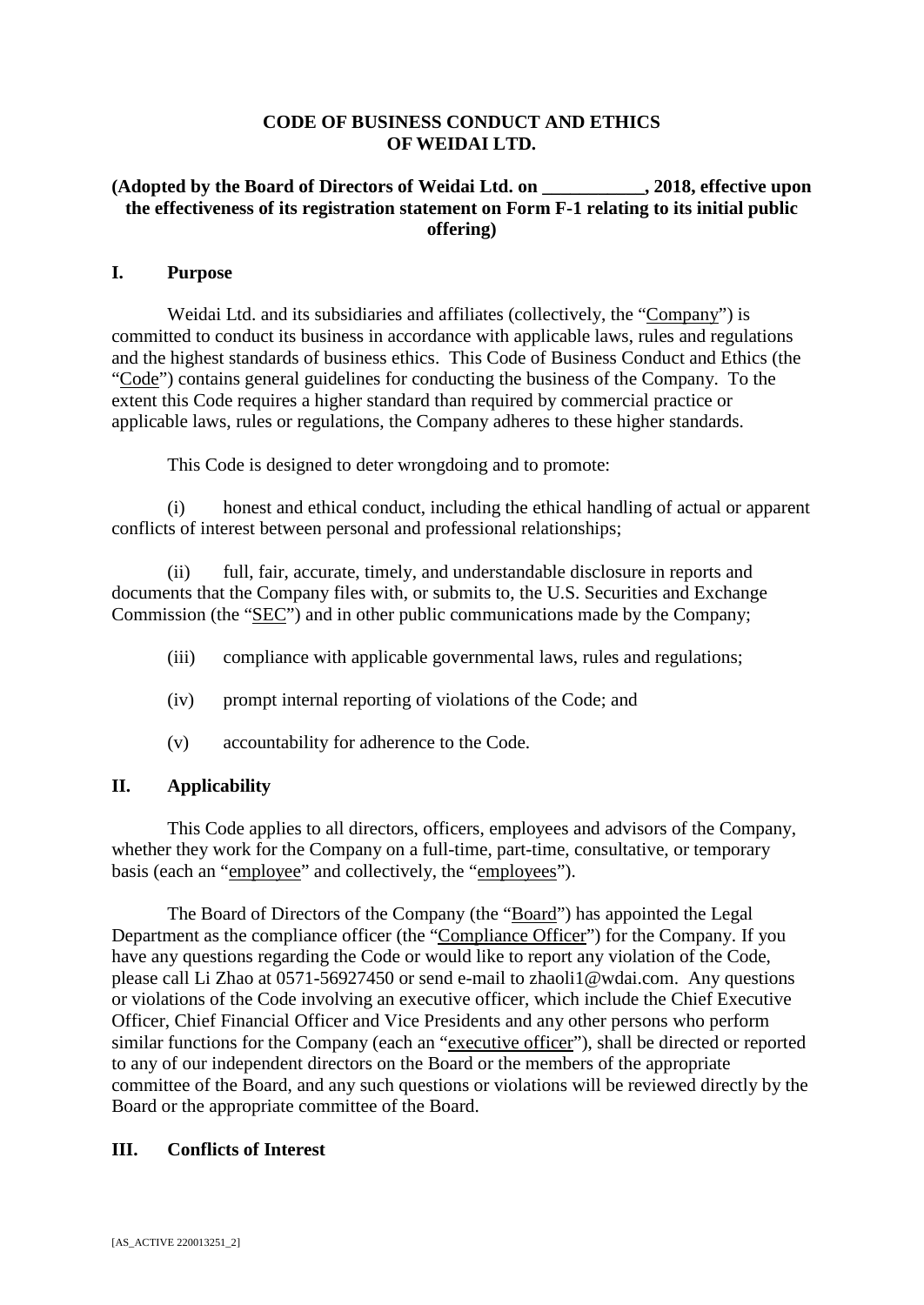# CODE OF BUSINESS CONDUCT AND ETHICS OF WEIDAI LTD.

**(Adopted by the Board of Directors of Weidai Ltd. on ___________, 2018, effective upon the effectiveness of its registration statement on Form F-1 relating to its initial public offering)**

## I. Purpose

Weidai Ltd. and its subsidiaries and affiliates (collectively, the "Company") is committed to conduct its business in accordance with applicable laws, rules and regulations and the highest standards of business ethics. This Code of Business Conduct and Ethics (the "Code") contains general guidelines for conducting the business of the Company. To the extent this Code requires a higher standard than required by commercial practice or applicable laws, rules or regulations, the Company adheres to these higher standards.

This Code is designed to deter wrongdoing and to promote:

(i) honest and ethical conduct, including the ethical handling of actual or apparent conflicts of interest between personal and professional relationships;

(ii) full, fair, accurate, timely, and understandable disclosure in reports and documents that the Company files with, or submits to, the U.S. Securities and Exchange Commission (the "SEC") and in other public communications made by the Company;

(iii) compliance with applicable governmental laws, rules and regulations;

(iv) prompt internal reporting of violations of the Code; and

(v) accountability for adherence to the Code.

## II. Applicability

This Code applies to all directors, officers, employees and advisors of the Company, whether they work for the Company on a full-time, part-time, consultative, or temporary basis (each an "employee" and collectively, the "employees").

The Board of Directors of the Company (the "Board") has appointed the Legal Department as the compliance officer (the "Compliance Officer") for the Company. If you have any questions regarding the Code or would like to report any violation of the Code, please call Li Zhao at 0571-56927450 or send e-mail to zhaoli1@wdai.com. Any questions or violations of the Code involving an executive officer, which include the Chief Executive Officer, Chief Financial Officer and Vice Presidents and any other persons who perform similar functions for the Company (each an "executive officer"), shall be directed or reported to any of our independent directors on the Board or the members of the appropriate committee of the Board, and any such questions or violations will be reviewed directly by the Board or the appropriate committee of the Board.

## III. Conflicts of Interest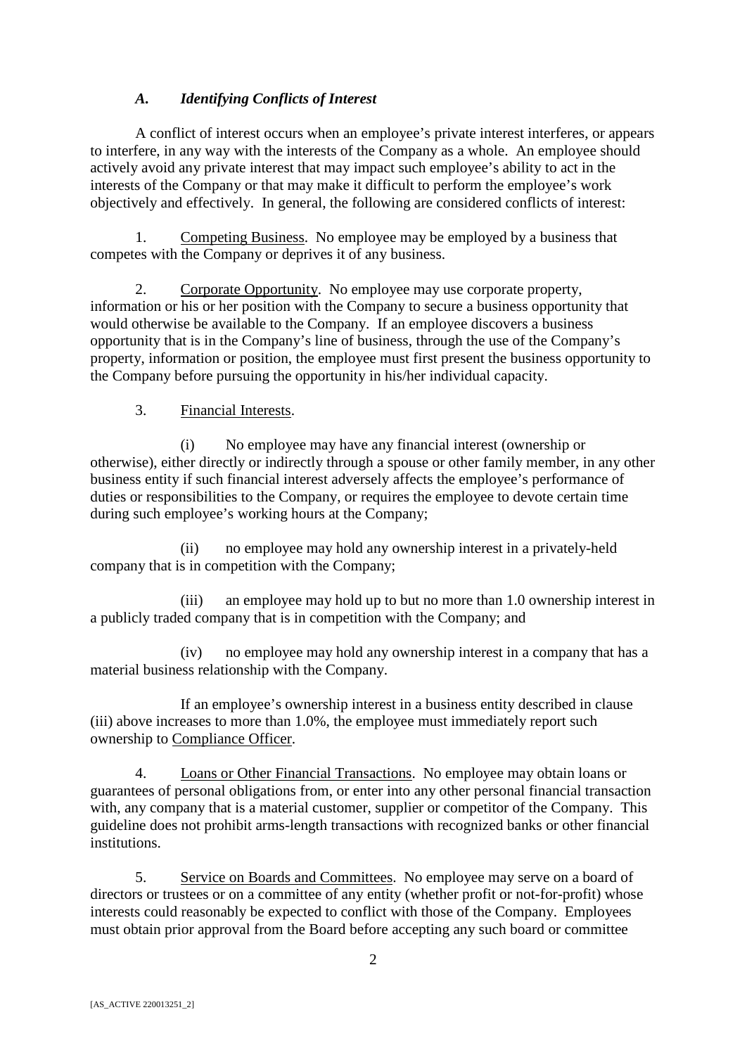### *A. Identifying Conflicts of Interest*

A conflict of interest occurs when an employee's private interest interferes, or appears to interfere, in any way with the interests of the Company as a whole. An employee should actively avoid any private interest that may impact such employee's ability to act in the interests of the Company or that may make it difficult to perform the employee's work objectively and effectively. In general, the following are considered conflicts of interest:

1. Competing Business. No employee may be employed by a business that competes with the Company or deprives it of any business.

2. Corporate Opportunity. No employee may use corporate property, information or his or her position with the Company to secure a business opportunity that would otherwise be available to the Company. If an employee discovers a business opportunity that is in the Company's line of business, through the use of the Company's property, information or position, the employee must first present the business opportunity to the Company before pursuing the opportunity in his/her individual capacity.

3. Financial Interests.

(i) No employee may have any financial interest (ownership or otherwise), either directly or indirectly through a spouse or other family member, in any other business entity if such financial interest adversely affects the employee's performance of duties or responsibilities to the Company, or requires the employee to devote certain time during such employee's working hours at the Company;

(ii) no employee may hold any ownership interest in a privately-held company that is in competition with the Company;

(iii) an employee may hold up to but no more than 1.0 ownership interest in a publicly traded company that is in competition with the Company; and

(iv) no employee may hold any ownership interest in a company that has a material business relationship with the Company.

If an employee's ownership interest in a business entity described in clause (iii) above increases to more than 1.0%, the employee must immediately report such ownership to Compliance Officer.

4. Loans or Other Financial Transactions. No employee may obtain loans or guarantees of personal obligations from, or enter into any other personal financial transaction with, any company that is a material customer, supplier or competitor of the Company. This guideline does not prohibit arms-length transactions with recognized banks or other financial institutions.

5. Service on Boards and Committees. No employee may serve on a board of directors or trustees or on a committee of any entity (whether profit or not-for-profit) whose interests could reasonably be expected to conflict with those of the Company. Employees must obtain prior approval from the Board before accepting any such board or committee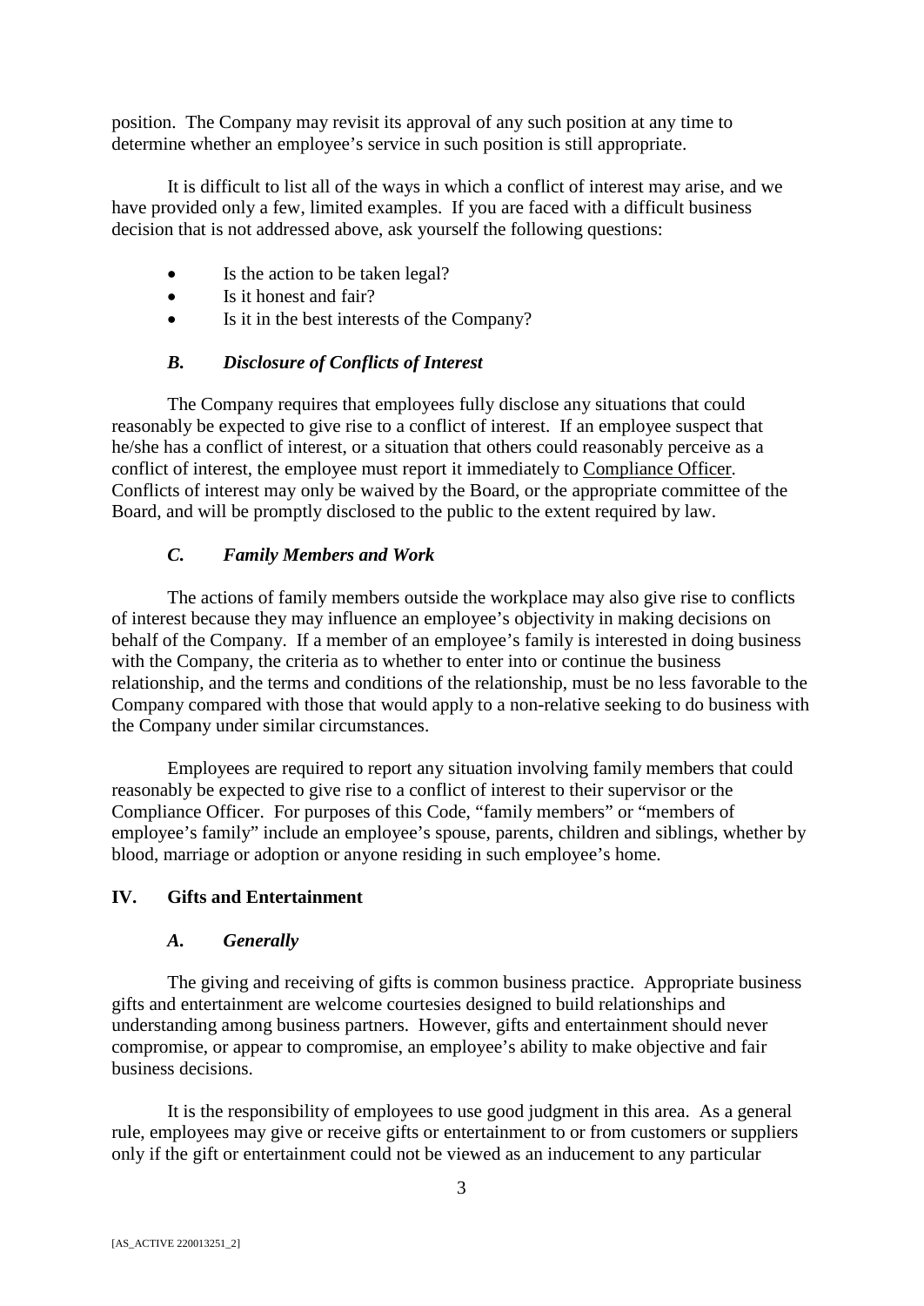position. The Company may revisit its approval of any such position at any time to determine whether an employee's service in such position is still appropriate.

It is difficult to list all of the ways in which a conflict of interest may arise, and we have provided only a few, limited examples. If you are faced with a difficult business decision that is not addressed above, ask yourself the following questions:

- Is the action to be taken legal?
- Is it honest and fair?
- Is it in the best interests of the Company?

### *B. Disclosure of Conflicts of Interest*

The Company requires that employees fully disclose any situations that could reasonably be expected to give rise to a conflict of interest. If an employee suspect that he/she has a conflict of interest, or a situation that others could reasonably perceive as a conflict of interest, the employee must report it immediately to Compliance Officer. Conflicts of interest may only be waived by the Board, or the appropriate committee of the Board, and will be promptly disclosed to the public to the extent required by law.

### *C. Family Members and Work*

The actions of family members outside the workplace may also give rise to conflicts of interest because they may influence an employee's objectivity in making decisions on behalf of the Company. If a member of an employee's family is interested in doing business with the Company, the criteria as to whether to enter into or continue the business relationship, and the terms and conditions of the relationship, must be no less favorable to the Company compared with those that would apply to a non-relative seeking to do business with the Company under similar circumstances.

Employees are required to report any situation involving family members that could reasonably be expected to give rise to a conflict of interest to their supervisor or the Compliance Officer. For purposes of this Code, "family members" or "members of employee's family" include an employee's spouse, parents, children and siblings, whether by blood, marriage or adoption or anyone residing in such employee's home.

## IV. Gifts and Entertainment

### *A. Generally*

The giving and receiving of gifts is common business practice. Appropriate business gifts and entertainment are welcome courtesies designed to build relationships and understanding among business partners. However, gifts and entertainment should never compromise, or appear to compromise, an employee's ability to make objective and fair business decisions.

It is the responsibility of employees to use good judgment in this area. As a general rule, employees may give or receive gifts or entertainment to or from customers or suppliers only if the gift or entertainment could not be viewed as an inducement to any particular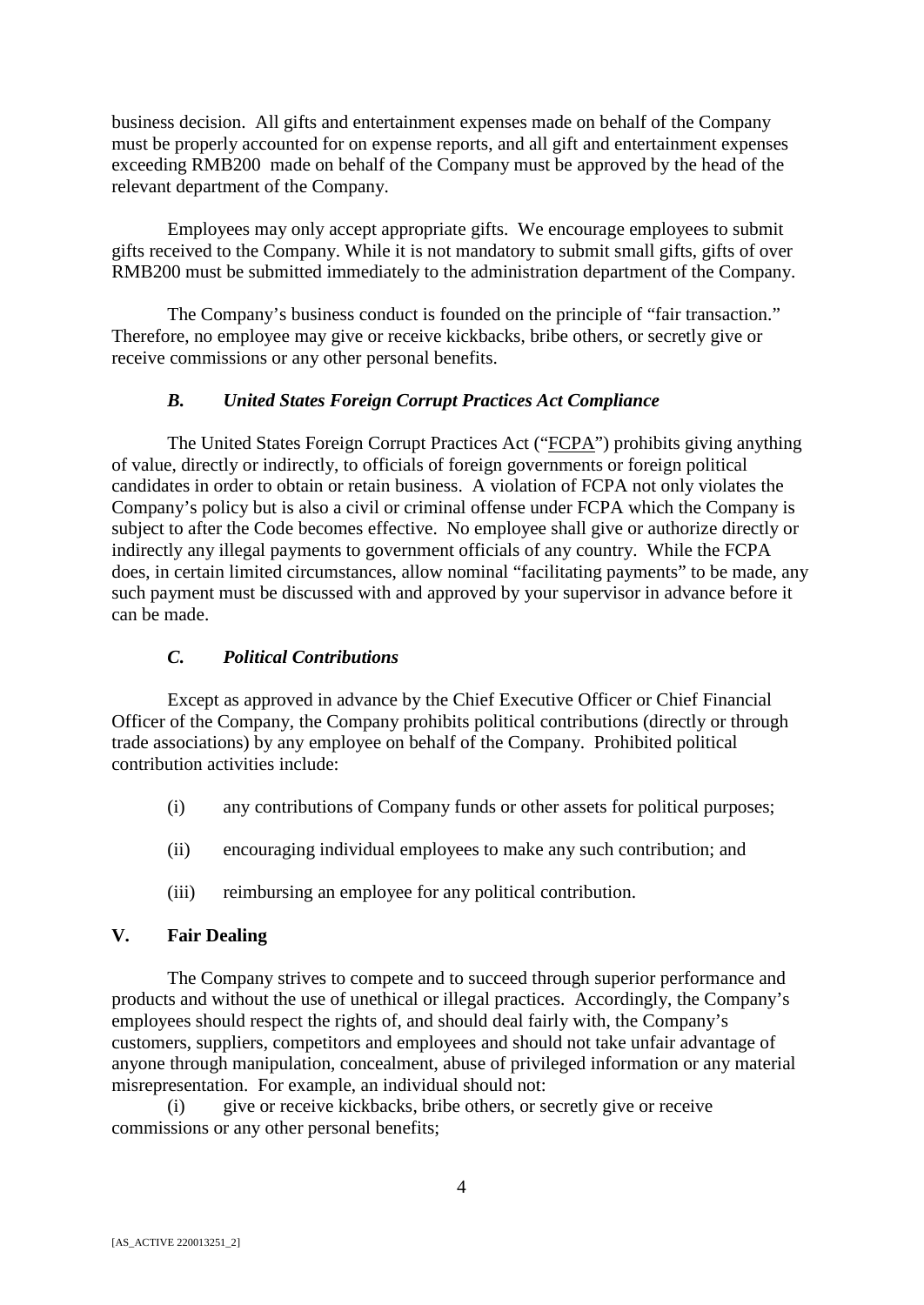business decision. All gifts and entertainment expenses made on behalf of the Company must be properly accounted for on expense reports, and all gift and entertainment expenses exceeding RMB200 made on behalf of the Company must be approved by the head of the relevant department of the Company.

Employees may only accept appropriate gifts. We encourage employees to submit gifts received to the Company. While it is not mandatory to submit small gifts, gifts of over RMB200 must be submitted immediately to the administration department of the Company.

The Company's business conduct is founded on the principle of "fair transaction." Therefore, no employee may give or receive kickbacks, bribe others, or secretly give or receive commissions or any other personal benefits.

### *B. United States Foreign Corrupt Practices Act Compliance*

The United States Foreign Corrupt Practices Act ("FCPA") prohibits giving anything of value, directly or indirectly, to officials of foreign governments or foreign political candidates in order to obtain or retain business. A violation of FCPA not only violates the Company's policy but is also a civil or criminal offense under FCPA which the Company is subject to after the Code becomes effective. No employee shall give or authorize directly or indirectly any illegal payments to government officials of any country. While the FCPA does, in certain limited circumstances, allow nominal "facilitating payments" to be made, any such payment must be discussed with and approved by your supervisor in advance before it can be made.

### *C. Political Contributions*

Except as approved in advance by the Chief Executive Officer or Chief Financial Officer of the Company, the Company prohibits political contributions (directly or through trade associations) by any employee on behalf of the Company. Prohibited political contribution activities include:

(i) any contributions of Company funds or other assets for political purposes;

(ii) encouraging individual employees to make any such contribution; and

(iii) reimbursing an employee for any political contribution.

## V. Fair Dealing

The Company strives to compete and to succeed through superior performance and products and without the use of unethical or illegal practices. Accordingly, the Company's employees should respect the rights of, and should deal fairly with, the Company's customers, suppliers, competitors and employees and should not take unfair advantage of anyone through manipulation, concealment, abuse of privileged information or any material misrepresentation. For example, an individual should not:

(i) give or receive kickbacks, bribe others, or secretly give or receive commissions or any other personal benefits;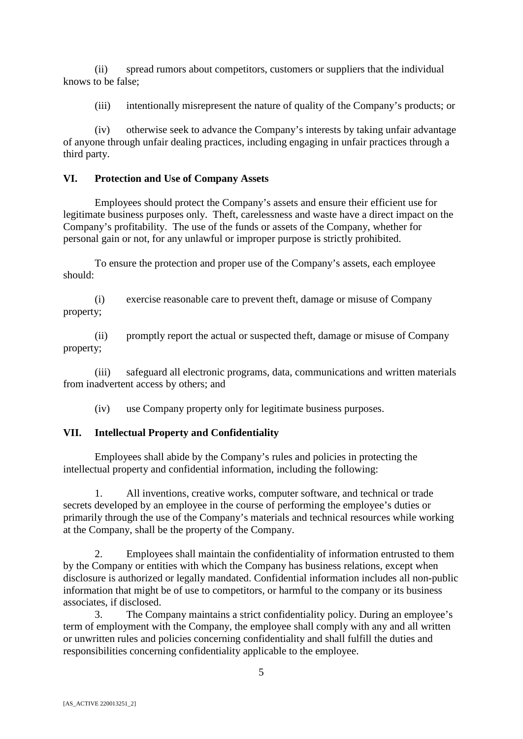(ii) spread rumors about competitors, customers or suppliers that the individual knows to be false;

(iii) intentionally misrepresent the nature of quality of the Company's products; or

(iv) otherwise seek to advance the Company's interests by taking unfair advantage of anyone through unfair dealing practices, including engaging in unfair practices through a third party.

## VI. Protection and Use of Company Assets

Employees should protect the Company's assets and ensure their efficient use for legitimate business purposes only. Theft, carelessness and waste have a direct impact on the Company's profitability. The use of the funds or assets of the Company, whether for personal gain or not, for any unlawful or improper purpose is strictly prohibited.

To ensure the protection and proper use of the Company's assets, each employee should:

(i) exercise reasonable care to prevent theft, damage or misuse of Company property;

(ii) promptly report the actual or suspected theft, damage or misuse of Company property;

(iii) safeguard all electronic programs, data, communications and written materials from inadvertent access by others; and

(iv) use Company property only for legitimate business purposes.

## VII. Intellectual Property and Confidentiality

Employees shall abide by the Company's rules and policies in protecting the intellectual property and confidential information, including the following:

1. All inventions, creative works, computer software, and technical or trade secrets developed by an employee in the course of performing the employee's duties or primarily through the use of the Company's materials and technical resources while working at the Company, shall be the property of the Company.

2. Employees shall maintain the confidentiality of information entrusted to them by the Company or entities with which the Company has business relations, except when disclosure is authorized or legally mandated. Confidential information includes all non-public information that might be of use to competitors, or harmful to the company or its business associates, if disclosed.

3. The Company maintains a strict confidentiality policy. During an employee's term of employment with the Company, the employee shall comply with any and all written or unwritten rules and policies concerning confidentiality and shall fulfill the duties and responsibilities concerning confidentiality applicable to the employee.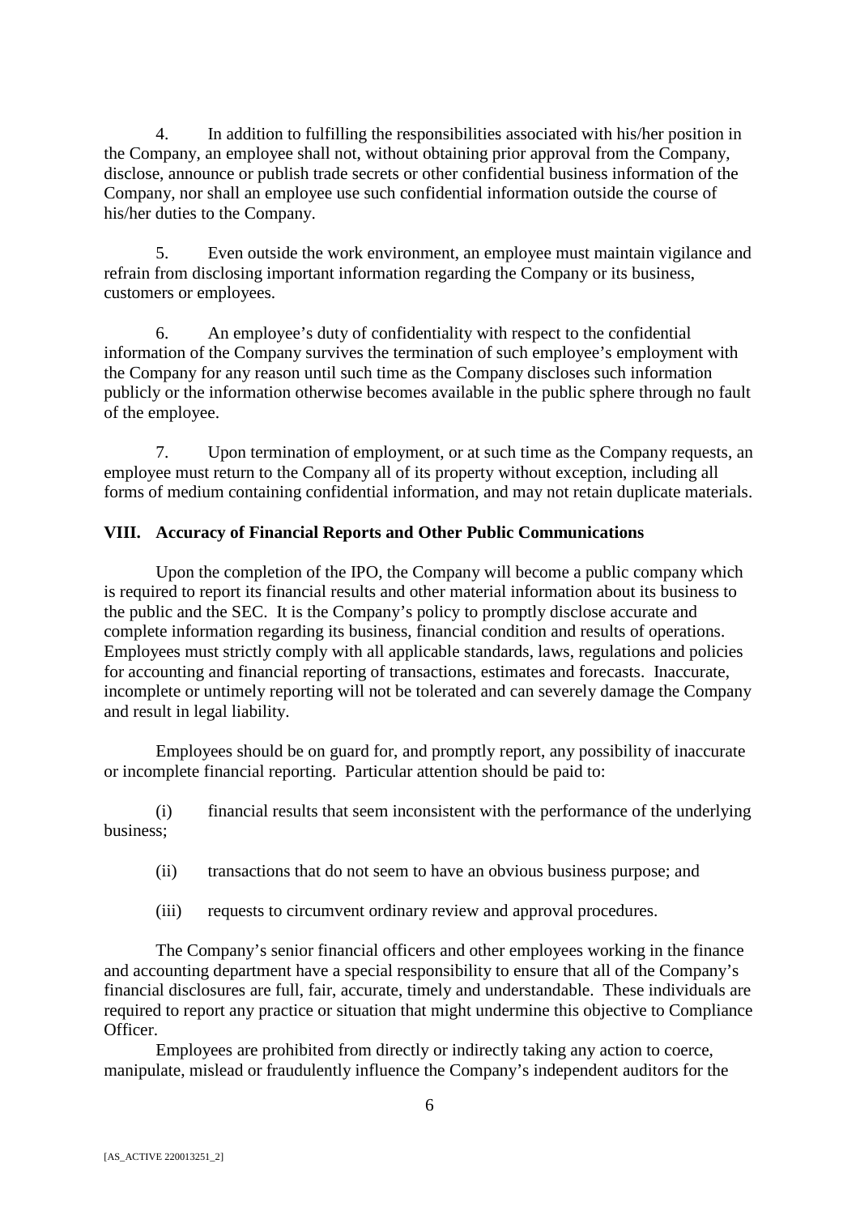4. In addition to fulfilling the responsibilities associated with his/her position in the Company, an employee shall not, without obtaining prior approval from the Company, disclose, announce or publish trade secrets or other confidential business information of the Company, nor shall an employee use such confidential information outside the course of his/her duties to the Company.

5. Even outside the work environment, an employee must maintain vigilance and refrain from disclosing important information regarding the Company or its business, customers or employees.

6. An employee's duty of confidentiality with respect to the confidential information of the Company survives the termination of such employee's employment with the Company for any reason until such time as the Company discloses such information publicly or the information otherwise becomes available in the public sphere through no fault of the employee.

7. Upon termination of employment, or at such time as the Company requests, an employee must return to the Company all of its property without exception, including all forms of medium containing confidential information, and may not retain duplicate materials.

## VIII. Accuracy of Financial Reports and Other Public Communications

Upon the completion of the IPO, the Company will become a public company which is required to report its financial results and other material information about its business to the public and the SEC. It is the Company's policy to promptly disclose accurate and complete information regarding its business, financial condition and results of operations. Employees must strictly comply with all applicable standards, laws, regulations and policies for accounting and financial reporting of transactions, estimates and forecasts. Inaccurate, incomplete or untimely reporting will not be tolerated and can severely damage the Company and result in legal liability.

Employees should be on guard for, and promptly report, any possibility of inaccurate or incomplete financial reporting. Particular attention should be paid to:

(i) financial results that seem inconsistent with the performance of the underlying business;

(ii) transactions that do not seem to have an obvious business purpose; and

(iii) requests to circumvent ordinary review and approval procedures.

The Company's senior financial officers and other employees working in the finance and accounting department have a special responsibility to ensure that all of the Company's financial disclosures are full, fair, accurate, timely and understandable. These individuals are required to report any practice or situation that might undermine this objective to Compliance Officer.

Employees are prohibited from directly or indirectly taking any action to coerce, manipulate, mislead or fraudulently influence the Company's independent auditors for the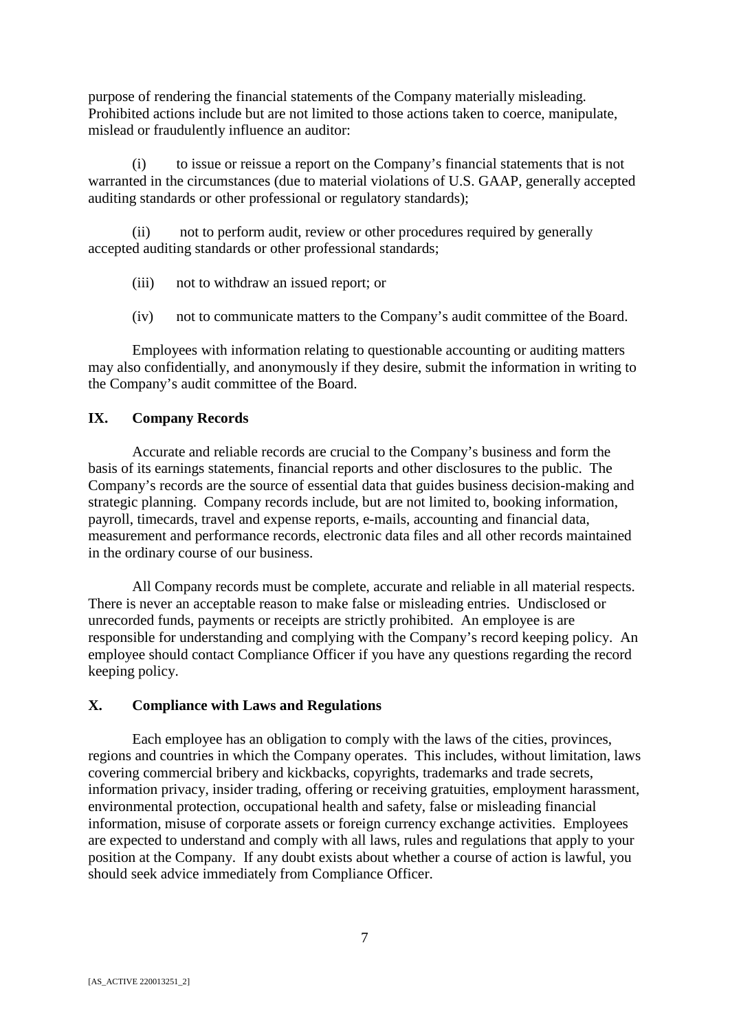purpose of rendering the financial statements of the Company materially misleading. Prohibited actions include but are not limited to those actions taken to coerce, manipulate, mislead or fraudulently influence an auditor:

(i) to issue or reissue a report on the Company's financial statements that is not warranted in the circumstances (due to material violations of U.S. GAAP, generally accepted auditing standards or other professional or regulatory standards);

(ii) not to perform audit, review or other procedures required by generally accepted auditing standards or other professional standards;

(iii) not to withdraw an issued report; or

(iv) not to communicate matters to the Company's audit committee of the Board.

Employees with information relating to questionable accounting or auditing matters may also confidentially, and anonymously if they desire, submit the information in writing to the Company's audit committee of the Board.

## IX. Company Records

Accurate and reliable records are crucial to the Company's business and form the basis of its earnings statements, financial reports and other disclosures to the public. The Company's records are the source of essential data that guides business decision-making and strategic planning. Company records include, but are not limited to, booking information, payroll, timecards, travel and expense reports, e-mails, accounting and financial data, measurement and performance records, electronic data files and all other records maintained in the ordinary course of our business.

All Company records must be complete, accurate and reliable in all material respects. There is never an acceptable reason to make false or misleading entries. Undisclosed or unrecorded funds, payments or receipts are strictly prohibited. An employee is are responsible for understanding and complying with the Company's record keeping policy. An employee should contact Compliance Officer if you have any questions regarding the record keeping policy.

## X. Compliance with Laws and Regulations

Each employee has an obligation to comply with the laws of the cities, provinces, regions and countries in which the Company operates. This includes, without limitation, laws covering commercial bribery and kickbacks, copyrights, trademarks and trade secrets, information privacy, insider trading, offering or receiving gratuities, employment harassment, environmental protection, occupational health and safety, false or misleading financial information, misuse of corporate assets or foreign currency exchange activities. Employees are expected to understand and comply with all laws, rules and regulations that apply to your position at the Company. If any doubt exists about whether a course of action is lawful, you should seek advice immediately from Compliance Officer.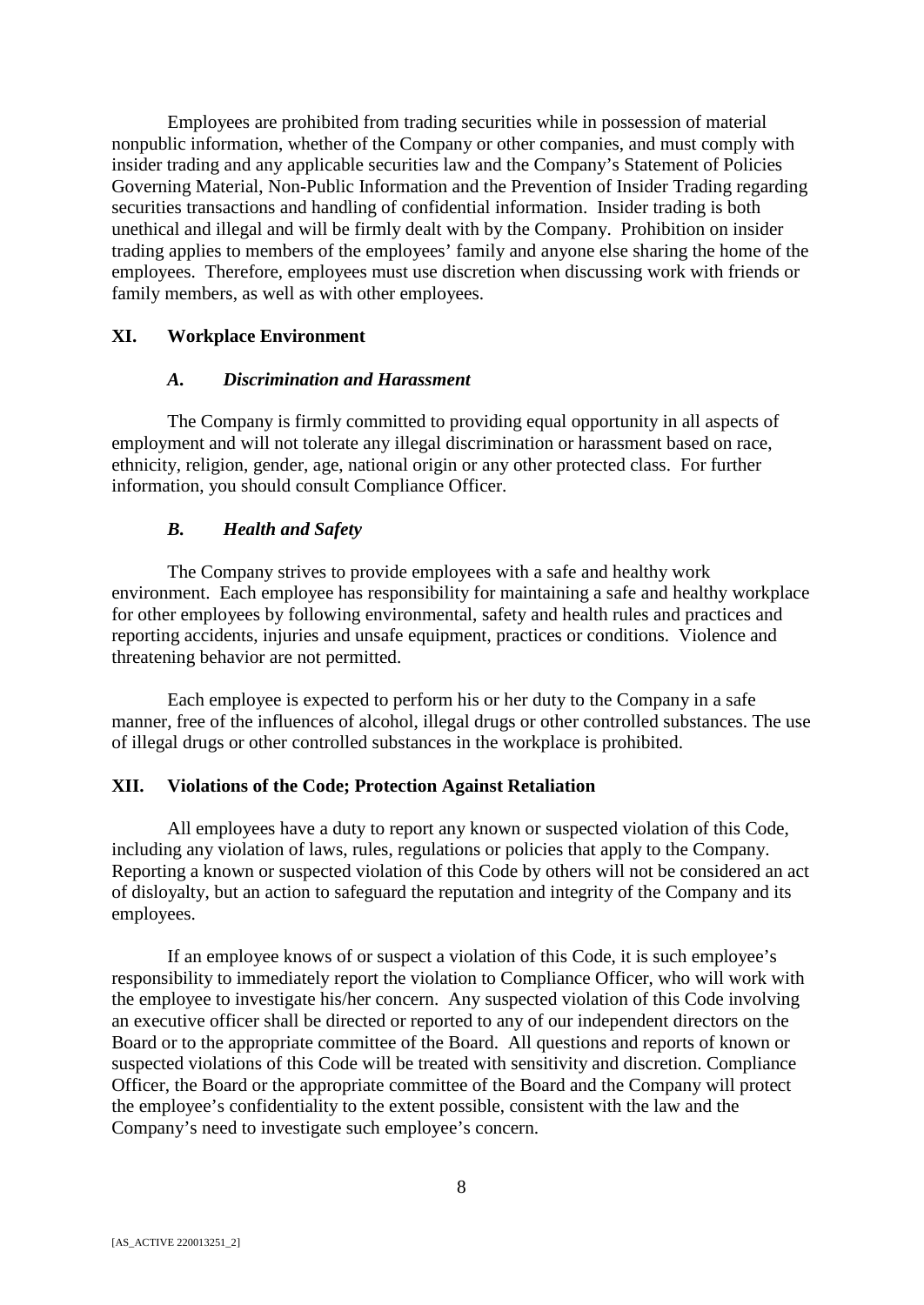Employees are prohibited from trading securities while in possession of material nonpublic information, whether of the Company or other companies, and must comply with insider trading and any applicable securities law and the Company's Statement of Policies Governing Material, Non-Public Information and the Prevention of Insider Trading regarding securities transactions and handling of confidential information. Insider trading is both unethical and illegal and will be firmly dealt with by the Company. Prohibition on insider trading applies to members of the employees' family and anyone else sharing the home of the employees. Therefore, employees must use discretion when discussing work with friends or family members, as well as with other employees.

## XI. Workplace Environment

### *A. Discrimination and Harassment*

The Company is firmly committed to providing equal opportunity in all aspects of employment and will not tolerate any illegal discrimination or harassment based on race, ethnicity, religion, gender, age, national origin or any other protected class. For further information, you should consult Compliance Officer.

### *B. Health and Safety*

The Company strives to provide employees with a safe and healthy work environment. Each employee has responsibility for maintaining a safe and healthy workplace for other employees by following environmental, safety and health rules and practices and reporting accidents, injuries and unsafe equipment, practices or conditions. Violence and threatening behavior are not permitted.

Each employee is expected to perform his or her duty to the Company in a safe manner, free of the influences of alcohol, illegal drugs or other controlled substances. The use of illegal drugs or other controlled substances in the workplace is prohibited.

## XII. Violations of the Code; Protection Against Retaliation

All employees have a duty to report any known or suspected violation of this Code, including any violation of laws, rules, regulations or policies that apply to the Company. Reporting a known or suspected violation of this Code by others will not be considered an act of disloyalty, but an action to safeguard the reputation and integrity of the Company and its employees.

If an employee knows of or suspect a violation of this Code, it is such employee's responsibility to immediately report the violation to Compliance Officer, who will work with the employee to investigate his/her concern. Any suspected violation of this Code involving an executive officer shall be directed or reported to any of our independent directors on the Board or to the appropriate committee of the Board. All questions and reports of known or suspected violations of this Code will be treated with sensitivity and discretion. Compliance Officer, the Board or the appropriate committee of the Board and the Company will protect the employee's confidentiality to the extent possible, consistent with the law and the Company's need to investigate such employee's concern.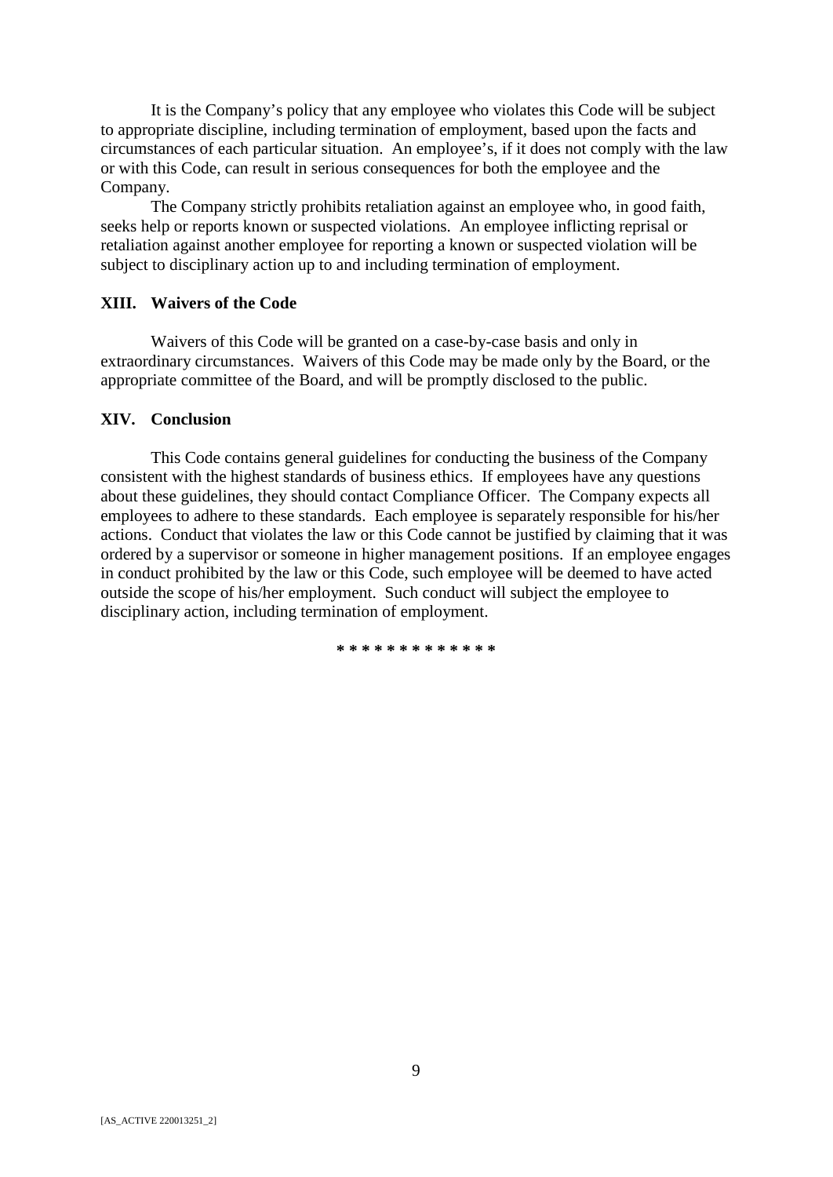It is the Company's policy that any employee who violates this Code will be subject to appropriate discipline, including termination of employment, based upon the facts and circumstances of each particular situation. An employee's, if it does not comply with the law or with this Code, can result in serious consequences for both the employee and the Company.

The Company strictly prohibits retaliation against an employee who, in good faith, seeks help or reports known or suspected violations. An employee inflicting reprisal or retaliation against another employee for reporting a known or suspected violation will be subject to disciplinary action up to and including termination of employment.

## XIII. Waivers of the Code

Waivers of this Code will be granted on a case-by-case basis and only in extraordinary circumstances. Waivers of this Code may be made only by the Board, or the appropriate committee of the Board, and will be promptly disclosed to the public.

## XIV. Conclusion

This Code contains general guidelines for conducting the business of the Company consistent with the highest standards of business ethics. If employees have any questions about these guidelines, they should contact Compliance Officer. The Company expects all employees to adhere to these standards. Each employee is separately responsible for his/her actions. Conduct that violates the law or this Code cannot be justified by claiming that it was ordered by a supervisor or someone in higher management positions. If an employee engages in conduct prohibited by the law or this Code, such employee will be deemed to have acted outside the scope of his/her employment. Such conduct will subject the employee to disciplinary action, including termination of employment.

**\* \* \* \* \* \* \* \* \* \* \* \* \***